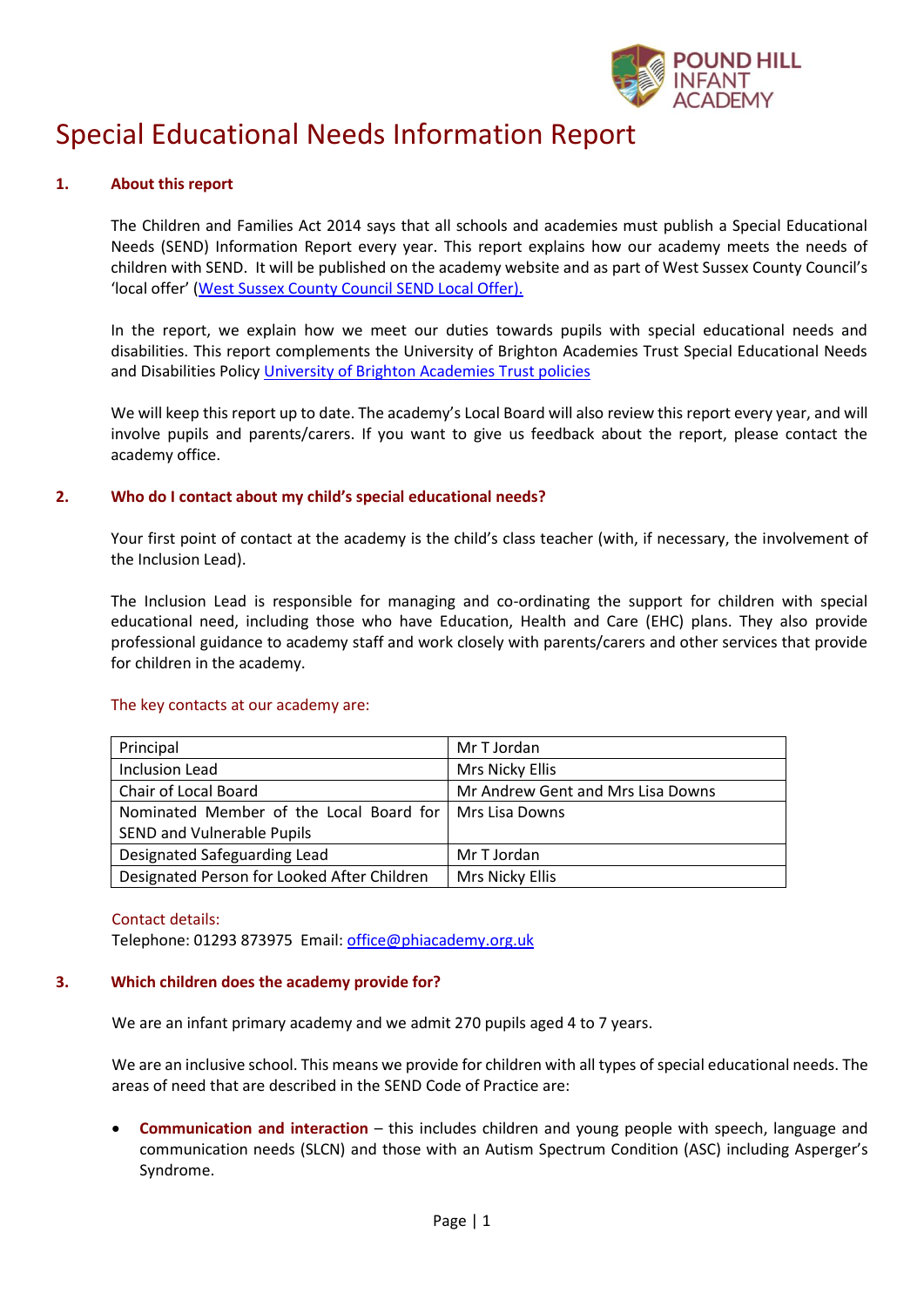POUND HILL INFANT ACADEMY

# Special Educational Needs Information Report

## 1. About this report

The Children and Families Act 2014 says that all schools and academies must publish a Special Educational Needs (SEND) Information Report every year. This report explains how our academy meets the needs of children with SEND. It will be published on the academy website and as part of West Sussex County Council's 'local offer' ([West Sussex County Council SEND Local Offer).]()

In the report, we explain how we meet our duties towards pupils with special educational needs and disabilities. This report complements the University of Brighton Academies Trust Special Educational Needs and Disabilities Policy [University of Brighton Academies Trust policies]()

We will keep this report up to date. The academy's Local Board will also review this report every year, and will involve pupils and parents/carers. If you want to give us feedback about the report, please contact the academy office.

## 2. Who do I contact about my child's special educational needs?

Your first point of contact at the academy is the child's class teacher (with, if necessary, the involvement of the Inclusion Lead).

The Inclusion Lead is responsible for managing and co-ordinating the support for children with special educational need, including those who have Education, Health and Care (EHC) plans. They also provide professional guidance to academy staff and work closely with parents/carers and other services that provide for children in the academy.

The key contacts at our academy are:

| | |
|---|---|
| Principal | Mr T Jordan |
| Inclusion Lead | Mrs Nicky Ellis |
| Chair of Local Board | Mr Andrew Gent and Mrs Lisa Downs |
| Nominated Member of the Local Board for SEND and Vulnerable Pupils | Mrs Lisa Downs |
| Designated Safeguarding Lead | Mr T Jordan |
| Designated Person for Looked After Children | Mrs Nicky Ellis |

Contact details:
Telephone: 01293 873975 Email: office@phiacademy.org.uk

## 3. Which children does the academy provide for?

We are an infant primary academy and we admit 270 pupils aged 4 to 7 years.

We are an inclusive school. This means we provide for children with all types of special educational needs. The areas of need that are described in the SEND Code of Practice are:

- **Communication and interaction** – this includes children and young people with speech, language and communication needs (SLCN) and those with an Autism Spectrum Condition (ASC) including Asperger's Syndrome.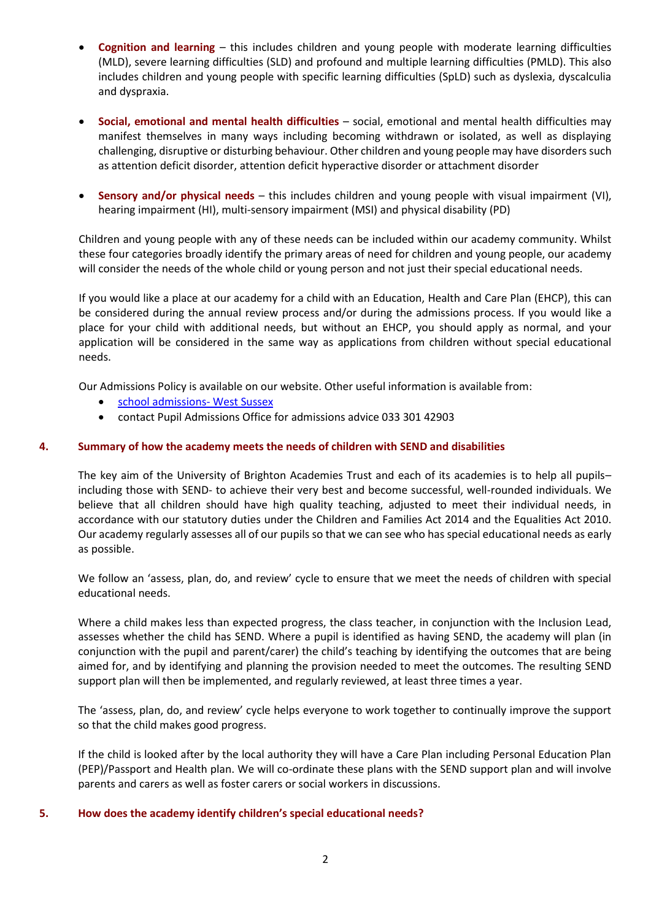- **Cognition and learning** – this includes children and young people with moderate learning difficulties (MLD), severe learning difficulties (SLD) and profound and multiple learning difficulties (PMLD). This also includes children and young people with specific learning difficulties (SpLD) such as dyslexia, dyscalculia and dyspraxia.

- **Social, emotional and mental health difficulties** – social, emotional and mental health difficulties may manifest themselves in many ways including becoming withdrawn or isolated, as well as displaying challenging, disruptive or disturbing behaviour. Other children and young people may have disorders such as attention deficit disorder, attention deficit hyperactive disorder or attachment disorder

- **Sensory and/or physical needs** – this includes children and young people with visual impairment (VI), hearing impairment (HI), multi-sensory impairment (MSI) and physical disability (PD)

Children and young people with any of these needs can be included within our academy community. Whilst these four categories broadly identify the primary areas of need for children and young people, our academy will consider the needs of the whole child or young person and not just their special educational needs.

If you would like a place at our academy for a child with an Education, Health and Care Plan (EHCP), this can be considered during the annual review process and/or during the admissions process. If you would like a place for your child with additional needs, but without an EHCP, you should apply as normal, and your application will be considered in the same way as applications from children without special educational needs.

Our Admissions Policy is available on our website. Other useful information is available from:

- school admissions- West Sussex
- contact Pupil Admissions Office for admissions advice 033 301 42903

## 4. Summary of how the academy meets the needs of children with SEND and disabilities

The key aim of the University of Brighton Academies Trust and each of its academies is to help all pupils– including those with SEND- to achieve their very best and become successful, well-rounded individuals. We believe that all children should have high quality teaching, adjusted to meet their individual needs, in accordance with our statutory duties under the Children and Families Act 2014 and the Equalities Act 2010. Our academy regularly assesses all of our pupils so that we can see who has special educational needs as early as possible.

We follow an 'assess, plan, do, and review' cycle to ensure that we meet the needs of children with special educational needs.

Where a child makes less than expected progress, the class teacher, in conjunction with the Inclusion Lead, assesses whether the child has SEND. Where a pupil is identified as having SEND, the academy will plan (in conjunction with the pupil and parent/carer) the child's teaching by identifying the outcomes that are being aimed for, and by identifying and planning the provision needed to meet the outcomes. The resulting SEND support plan will then be implemented, and regularly reviewed, at least three times a year.

The 'assess, plan, do, and review' cycle helps everyone to work together to continually improve the support so that the child makes good progress.

If the child is looked after by the local authority they will have a Care Plan including Personal Education Plan (PEP)/Passport and Health plan. We will co-ordinate these plans with the SEND support plan and will involve parents and carers as well as foster carers or social workers in discussions.

## 5. How does the academy identify children's special educational needs?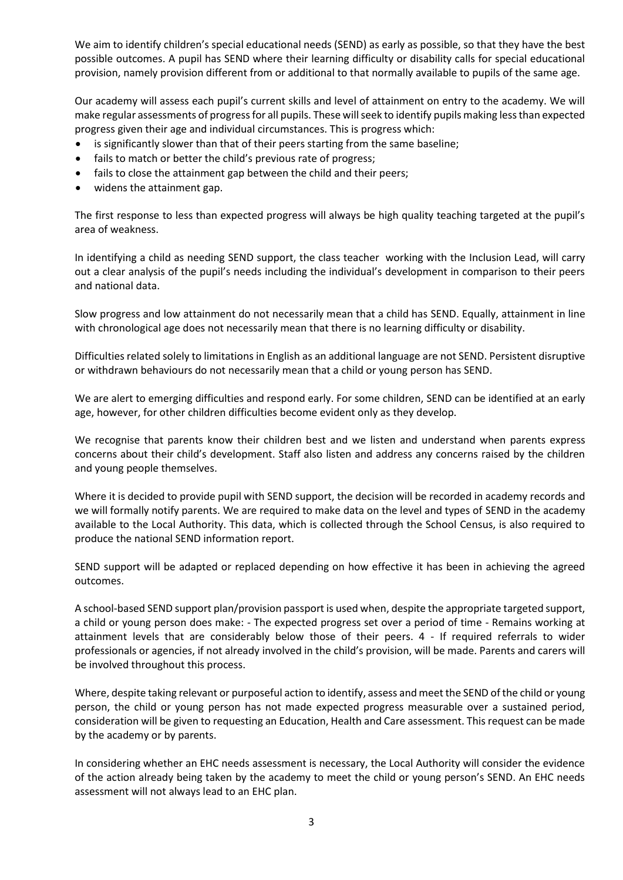We aim to identify children's special educational needs (SEND) as early as possible, so that they have the best possible outcomes. A pupil has SEND where their learning difficulty or disability calls for special educational provision, namely provision different from or additional to that normally available to pupils of the same age.

Our academy will assess each pupil's current skills and level of attainment on entry to the academy. We will make regular assessments of progress for all pupils. These will seek to identify pupils making less than expected progress given their age and individual circumstances. This is progress which:

- is significantly slower than that of their peers starting from the same baseline;
- fails to match or better the child's previous rate of progress;
- fails to close the attainment gap between the child and their peers;
- widens the attainment gap.

The first response to less than expected progress will always be high quality teaching targeted at the pupil's area of weakness.

In identifying a child as needing SEND support, the class teacher working with the Inclusion Lead, will carry out a clear analysis of the pupil's needs including the individual's development in comparison to their peers and national data.

Slow progress and low attainment do not necessarily mean that a child has SEND. Equally, attainment in line with chronological age does not necessarily mean that there is no learning difficulty or disability.

Difficulties related solely to limitations in English as an additional language are not SEND. Persistent disruptive or withdrawn behaviours do not necessarily mean that a child or young person has SEND.

We are alert to emerging difficulties and respond early. For some children, SEND can be identified at an early age, however, for other children difficulties become evident only as they develop.

We recognise that parents know their children best and we listen and understand when parents express concerns about their child's development. Staff also listen and address any concerns raised by the children and young people themselves.

Where it is decided to provide pupil with SEND support, the decision will be recorded in academy records and we will formally notify parents. We are required to make data on the level and types of SEND in the academy available to the Local Authority. This data, which is collected through the School Census, is also required to produce the national SEND information report.

SEND support will be adapted or replaced depending on how effective it has been in achieving the agreed outcomes.

A school-based SEND support plan/provision passport is used when, despite the appropriate targeted support, a child or young person does make: - The expected progress set over a period of time - Remains working at attainment levels that are considerably below those of their peers. 4 - If required referrals to wider professionals or agencies, if not already involved in the child's provision, will be made. Parents and carers will be involved throughout this process.

Where, despite taking relevant or purposeful action to identify, assess and meet the SEND of the child or young person, the child or young person has not made expected progress measurable over a sustained period, consideration will be given to requesting an Education, Health and Care assessment. This request can be made by the academy or by parents.

In considering whether an EHC needs assessment is necessary, the Local Authority will consider the evidence of the action already being taken by the academy to meet the child or young person's SEND. An EHC needs assessment will not always lead to an EHC plan.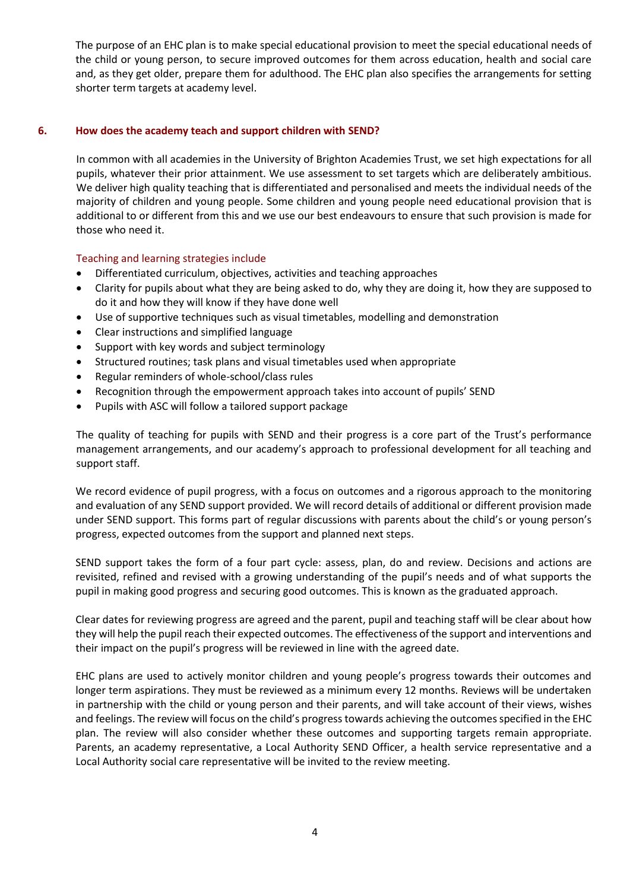The purpose of an EHC plan is to make special educational provision to meet the special educational needs of the child or young person, to secure improved outcomes for them across education, health and social care and, as they get older, prepare them for adulthood. The EHC plan also specifies the arrangements for setting shorter term targets at academy level.

## 6. How does the academy teach and support children with SEND?

In common with all academies in the University of Brighton Academies Trust, we set high expectations for all pupils, whatever their prior attainment. We use assessment to set targets which are deliberately ambitious. We deliver high quality teaching that is differentiated and personalised and meets the individual needs of the majority of children and young people. Some children and young people need educational provision that is additional to or different from this and we use our best endeavours to ensure that such provision is made for those who need it.

### Teaching and learning strategies include

- Differentiated curriculum, objectives, activities and teaching approaches
- Clarity for pupils about what they are being asked to do, why they are doing it, how they are supposed to do it and how they will know if they have done well
- Use of supportive techniques such as visual timetables, modelling and demonstration
- Clear instructions and simplified language
- Support with key words and subject terminology
- Structured routines; task plans and visual timetables used when appropriate
- Regular reminders of whole-school/class rules
- Recognition through the empowerment approach takes into account of pupils' SEND
- Pupils with ASC will follow a tailored support package

The quality of teaching for pupils with SEND and their progress is a core part of the Trust's performance management arrangements, and our academy's approach to professional development for all teaching and support staff.

We record evidence of pupil progress, with a focus on outcomes and a rigorous approach to the monitoring and evaluation of any SEND support provided. We will record details of additional or different provision made under SEND support. This forms part of regular discussions with parents about the child's or young person's progress, expected outcomes from the support and planned next steps.

SEND support takes the form of a four part cycle: assess, plan, do and review. Decisions and actions are revisited, refined and revised with a growing understanding of the pupil's needs and of what supports the pupil in making good progress and securing good outcomes. This is known as the graduated approach.

Clear dates for reviewing progress are agreed and the parent, pupil and teaching staff will be clear about how they will help the pupil reach their expected outcomes. The effectiveness of the support and interventions and their impact on the pupil's progress will be reviewed in line with the agreed date.

EHC plans are used to actively monitor children and young people's progress towards their outcomes and longer term aspirations. They must be reviewed as a minimum every 12 months. Reviews will be undertaken in partnership with the child or young person and their parents, and will take account of their views, wishes and feelings. The review will focus on the child's progress towards achieving the outcomes specified in the EHC plan. The review will also consider whether these outcomes and supporting targets remain appropriate. Parents, an academy representative, a Local Authority SEND Officer, a health service representative and a Local Authority social care representative will be invited to the review meeting.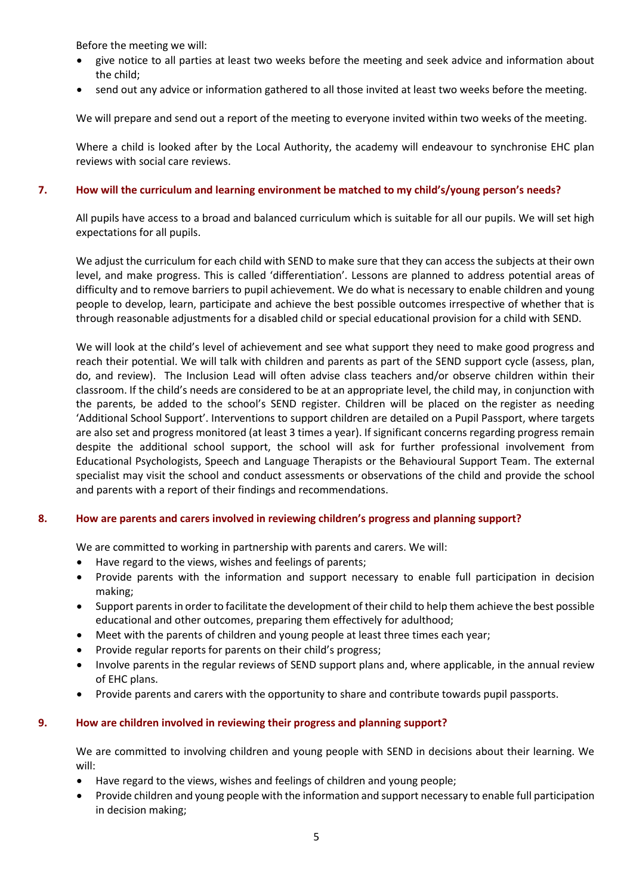Before the meeting we will:

- give notice to all parties at least two weeks before the meeting and seek advice and information about the child;
- send out any advice or information gathered to all those invited at least two weeks before the meeting.

We will prepare and send out a report of the meeting to everyone invited within two weeks of the meeting.

Where a child is looked after by the Local Authority, the academy will endeavour to synchronise EHC plan reviews with social care reviews.

## 7. How will the curriculum and learning environment be matched to my child's/young person's needs?

All pupils have access to a broad and balanced curriculum which is suitable for all our pupils. We will set high expectations for all pupils.

We adjust the curriculum for each child with SEND to make sure that they can access the subjects at their own level, and make progress. This is called 'differentiation'. Lessons are planned to address potential areas of difficulty and to remove barriers to pupil achievement. We do what is necessary to enable children and young people to develop, learn, participate and achieve the best possible outcomes irrespective of whether that is through reasonable adjustments for a disabled child or special educational provision for a child with SEND.

We will look at the child's level of achievement and see what support they need to make good progress and reach their potential. We will talk with children and parents as part of the SEND support cycle (assess, plan, do, and review). The Inclusion Lead will often advise class teachers and/or observe children within their classroom. If the child's needs are considered to be at an appropriate level, the child may, in conjunction with the parents, be added to the school's SEND register. Children will be placed on the register as needing 'Additional School Support'. Interventions to support children are detailed on a Pupil Passport, where targets are also set and progress monitored (at least 3 times a year). If significant concerns regarding progress remain despite the additional school support, the school will ask for further professional involvement from Educational Psychologists, Speech and Language Therapists or the Behavioural Support Team. The external specialist may visit the school and conduct assessments or observations of the child and provide the school and parents with a report of their findings and recommendations.

## 8. How are parents and carers involved in reviewing children's progress and planning support?

We are committed to working in partnership with parents and carers. We will:

- Have regard to the views, wishes and feelings of parents;
- Provide parents with the information and support necessary to enable full participation in decision making;
- Support parents in order to facilitate the development of their child to help them achieve the best possible educational and other outcomes, preparing them effectively for adulthood;
- Meet with the parents of children and young people at least three times each year;
- Provide regular reports for parents on their child's progress;
- Involve parents in the regular reviews of SEND support plans and, where applicable, in the annual review of EHC plans.
- Provide parents and carers with the opportunity to share and contribute towards pupil passports.

## 9. How are children involved in reviewing their progress and planning support?

We are committed to involving children and young people with SEND in decisions about their learning. We will:

- Have regard to the views, wishes and feelings of children and young people;
- Provide children and young people with the information and support necessary to enable full participation in decision making;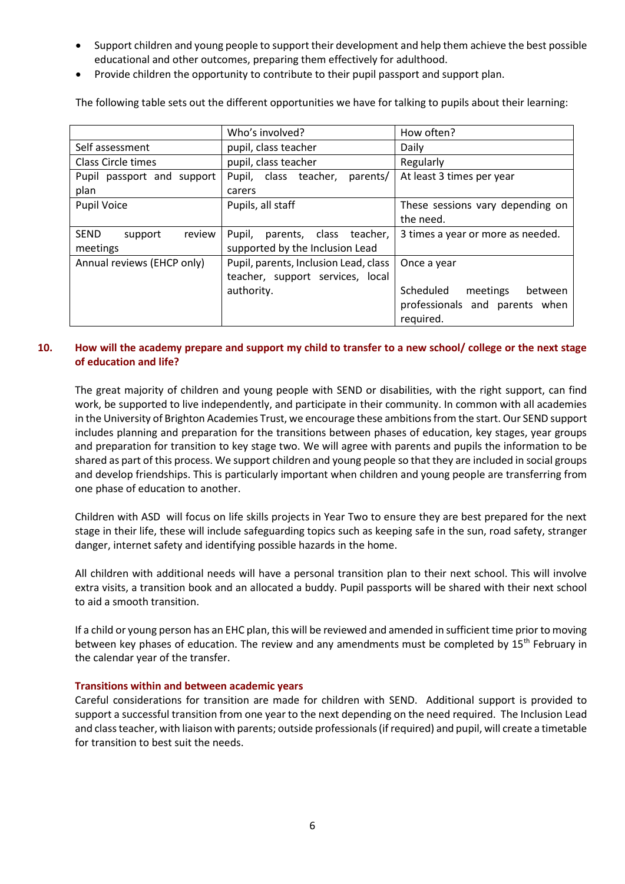- Support children and young people to support their development and help them achieve the best possible educational and other outcomes, preparing them effectively for adulthood.
- Provide children the opportunity to contribute to their pupil passport and support plan.

The following table sets out the different opportunities we have for talking to pupils about their learning:

| | Who's involved? | How often? |
|---|---|---|
| Self assessment | pupil, class teacher | Daily |
| Class Circle times | pupil, class teacher | Regularly |
| Pupil passport and support plan | Pupil, class teacher, parents/ carers | At least 3 times per year |
| Pupil Voice | Pupils, all staff | These sessions vary depending on the need. |
| SEND support review meetings | Pupil, parents, class teacher, supported by the Inclusion Lead | 3 times a year or more as needed. |
| Annual reviews (EHCP only) | Pupil, parents, Inclusion Lead, class teacher, support services, local authority. | Once a year<br><br>Scheduled meetings between professionals and parents when required. |

## 10. How will the academy prepare and support my child to transfer to a new school/ college or the next stage of education and life?

The great majority of children and young people with SEND or disabilities, with the right support, can find work, be supported to live independently, and participate in their community. In common with all academies in the University of Brighton Academies Trust, we encourage these ambitions from the start. Our SEND support includes planning and preparation for the transitions between phases of education, key stages, year groups and preparation for transition to key stage two. We will agree with parents and pupils the information to be shared as part of this process. We support children and young people so that they are included in social groups and develop friendships. This is particularly important when children and young people are transferring from one phase of education to another.

Children with ASD will focus on life skills projects in Year Two to ensure they are best prepared for the next stage in their life, these will include safeguarding topics such as keeping safe in the sun, road safety, stranger danger, internet safety and identifying possible hazards in the home.

All children with additional needs will have a personal transition plan to their next school. This will involve extra visits, a transition book and an allocated a buddy. Pupil passports will be shared with their next school to aid a smooth transition.

If a child or young person has an EHC plan, this will be reviewed and amended in sufficient time prior to moving between key phases of education. The review and any amendments must be completed by 15th February in the calendar year of the transfer.

### Transitions within and between academic years

Careful considerations for transition are made for children with SEND. Additional support is provided to support a successful transition from one year to the next depending on the need required. The Inclusion Lead and class teacher, with liaison with parents; outside professionals (if required) and pupil, will create a timetable for transition to best suit the needs.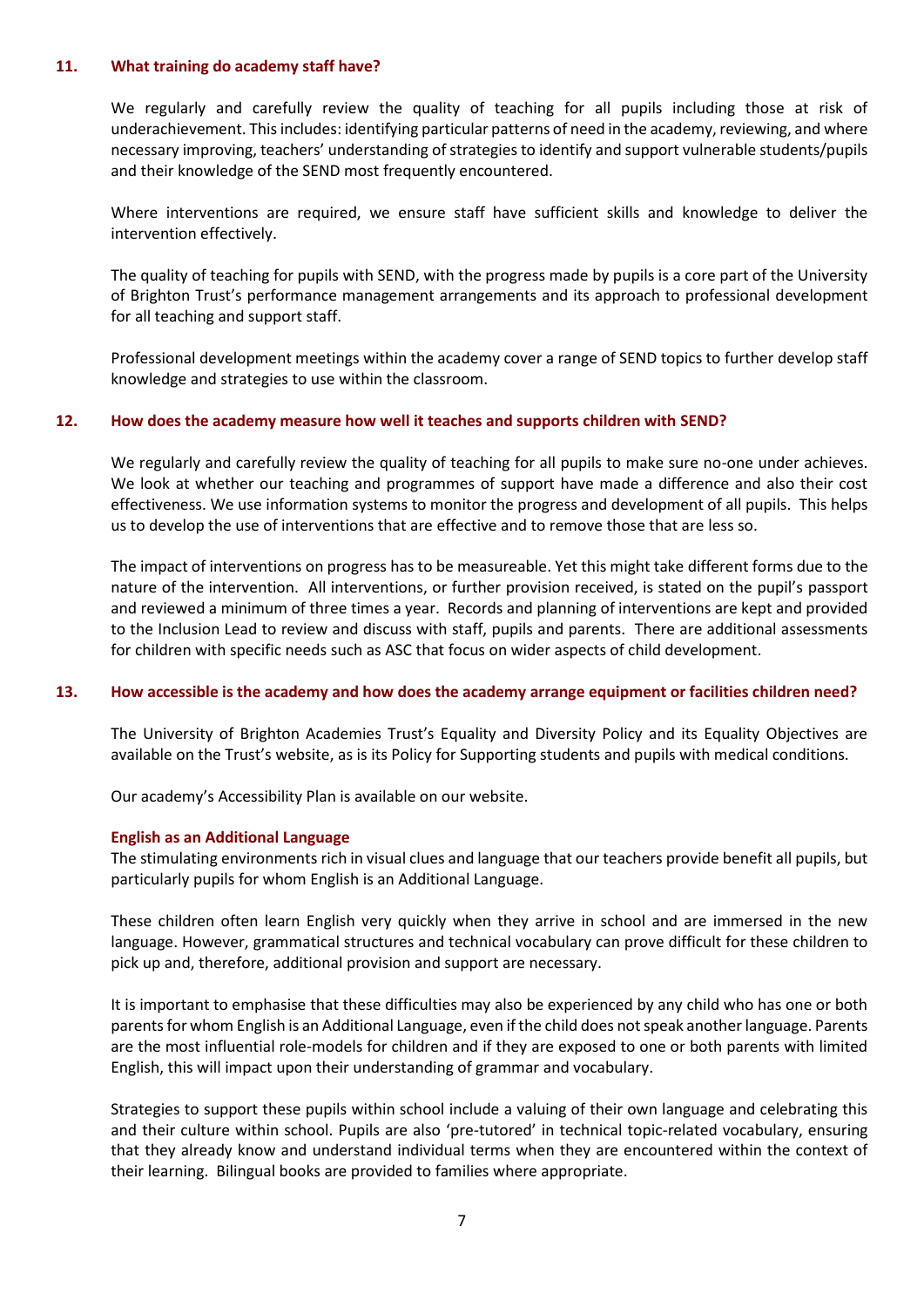## 11. What training do academy staff have?

We regularly and carefully review the quality of teaching for all pupils including those at risk of underachievement. This includes: identifying particular patterns of need in the academy, reviewing, and where necessary improving, teachers' understanding of strategies to identify and support vulnerable students/pupils and their knowledge of the SEND most frequently encountered.

Where interventions are required, we ensure staff have sufficient skills and knowledge to deliver the intervention effectively.

The quality of teaching for pupils with SEND, with the progress made by pupils is a core part of the University of Brighton Trust's performance management arrangements and its approach to professional development for all teaching and support staff.

Professional development meetings within the academy cover a range of SEND topics to further develop staff knowledge and strategies to use within the classroom.

## 12. How does the academy measure how well it teaches and supports children with SEND?

We regularly and carefully review the quality of teaching for all pupils to make sure no-one under achieves. We look at whether our teaching and programmes of support have made a difference and also their cost effectiveness. We use information systems to monitor the progress and development of all pupils. This helps us to develop the use of interventions that are effective and to remove those that are less so.

The impact of interventions on progress has to be measureable. Yet this might take different forms due to the nature of the intervention. All interventions, or further provision received, is stated on the pupil's passport and reviewed a minimum of three times a year. Records and planning of interventions are kept and provided to the Inclusion Lead to review and discuss with staff, pupils and parents. There are additional assessments for children with specific needs such as ASC that focus on wider aspects of child development.

## 13. How accessible is the academy and how does the academy arrange equipment or facilities children need?

The University of Brighton Academies Trust's Equality and Diversity Policy and its Equality Objectives are available on the Trust's website, as is its Policy for Supporting students and pupils with medical conditions.

Our academy's Accessibility Plan is available on our website.

### English as an Additional Language

The stimulating environments rich in visual clues and language that our teachers provide benefit all pupils, but particularly pupils for whom English is an Additional Language.

These children often learn English very quickly when they arrive in school and are immersed in the new language. However, grammatical structures and technical vocabulary can prove difficult for these children to pick up and, therefore, additional provision and support are necessary.

It is important to emphasise that these difficulties may also be experienced by any child who has one or both parents for whom English is an Additional Language, even if the child does not speak another language. Parents are the most influential role-models for children and if they are exposed to one or both parents with limited English, this will impact upon their understanding of grammar and vocabulary.

Strategies to support these pupils within school include a valuing of their own language and celebrating this and their culture within school. Pupils are also 'pre-tutored' in technical topic-related vocabulary, ensuring that they already know and understand individual terms when they are encountered within the context of their learning. Bilingual books are provided to families where appropriate.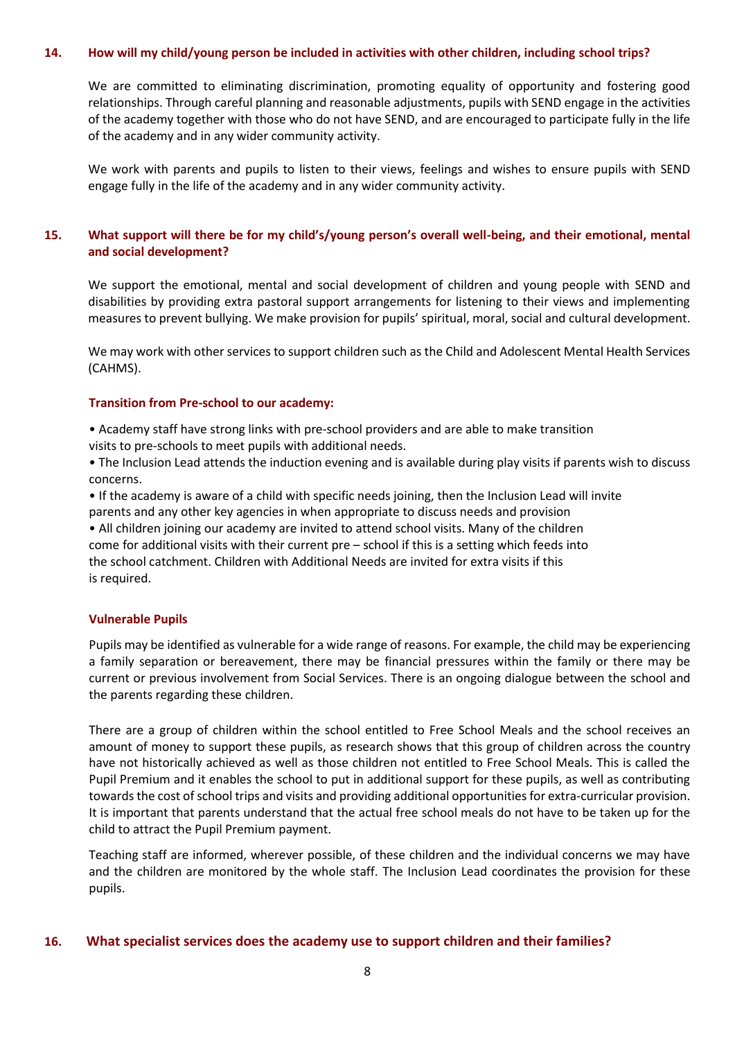## 14. How will my child/young person be included in activities with other children, including school trips?

We are committed to eliminating discrimination, promoting equality of opportunity and fostering good relationships. Through careful planning and reasonable adjustments, pupils with SEND engage in the activities of the academy together with those who do not have SEND, and are encouraged to participate fully in the life of the academy and in any wider community activity.

We work with parents and pupils to listen to their views, feelings and wishes to ensure pupils with SEND engage fully in the life of the academy and in any wider community activity.

## 15. What support will there be for my child's/young person's overall well-being, and their emotional, mental and social development?

We support the emotional, mental and social development of children and young people with SEND and disabilities by providing extra pastoral support arrangements for listening to their views and implementing measures to prevent bullying. We make provision for pupils' spiritual, moral, social and cultural development.

We may work with other services to support children such as the Child and Adolescent Mental Health Services (CAHMS).

### Transition from Pre-school to our academy:

- Academy staff have strong links with pre-school providers and are able to make transition visits to pre-schools to meet pupils with additional needs.
- The Inclusion Lead attends the induction evening and is available during play visits if parents wish to discuss concerns.
- If the academy is aware of a child with specific needs joining, then the Inclusion Lead will invite parents and any other key agencies in when appropriate to discuss needs and provision
- All children joining our academy are invited to attend school visits. Many of the children come for additional visits with their current pre – school if this is a setting which feeds into the school catchment. Children with Additional Needs are invited for extra visits if this is required.

### Vulnerable Pupils

Pupils may be identified as vulnerable for a wide range of reasons. For example, the child may be experiencing a family separation or bereavement, there may be financial pressures within the family or there may be current or previous involvement from Social Services. There is an ongoing dialogue between the school and the parents regarding these children.

There are a group of children within the school entitled to Free School Meals and the school receives an amount of money to support these pupils, as research shows that this group of children across the country have not historically achieved as well as those children not entitled to Free School Meals. This is called the Pupil Premium and it enables the school to put in additional support for these pupils, as well as contributing towards the cost of school trips and visits and providing additional opportunities for extra-curricular provision. It is important that parents understand that the actual free school meals do not have to be taken up for the child to attract the Pupil Premium payment.

Teaching staff are informed, wherever possible, of these children and the individual concerns we may have and the children are monitored by the whole staff. The Inclusion Lead coordinates the provision for these pupils.

## 16. What specialist services does the academy use to support children and their families?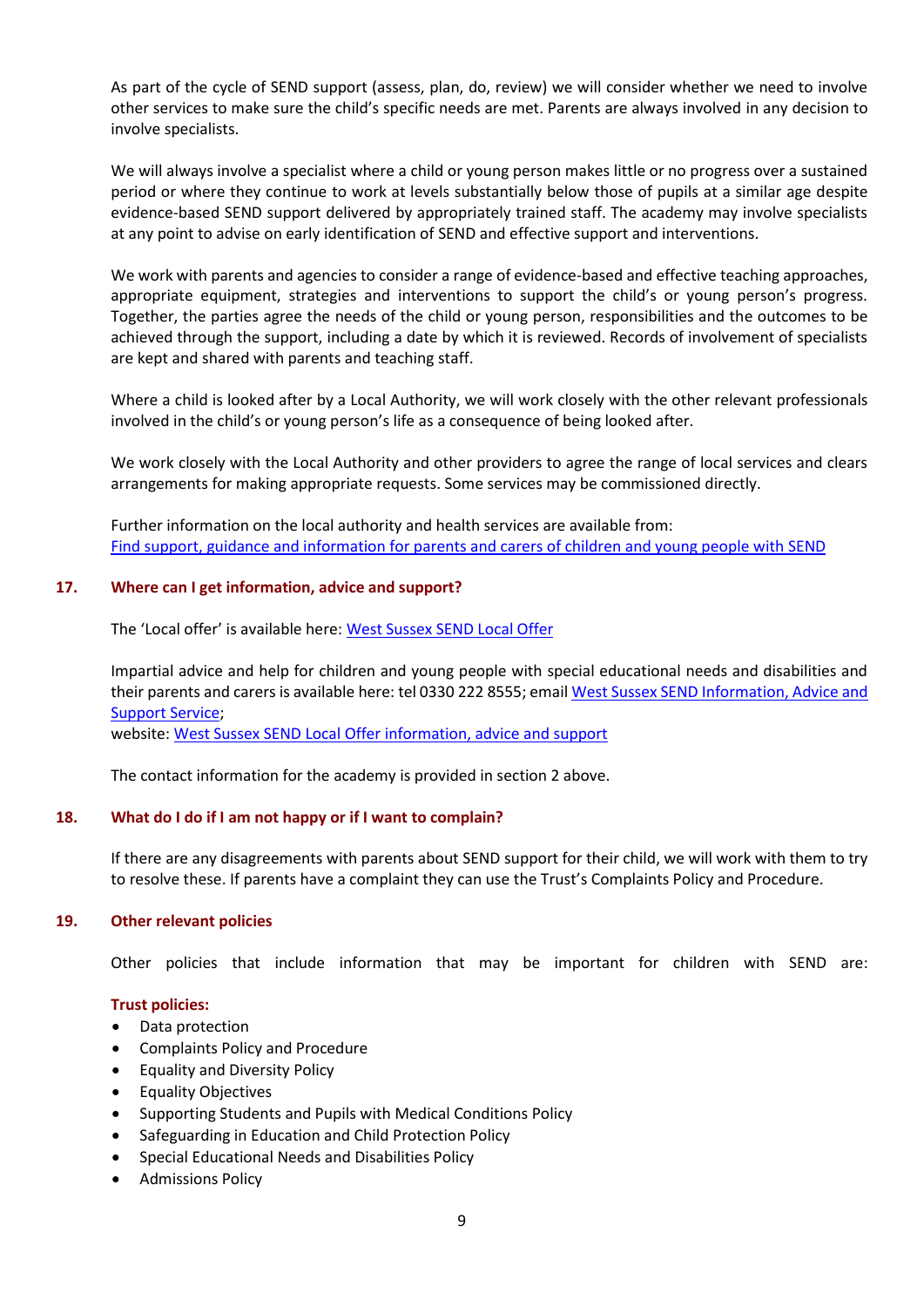As part of the cycle of SEND support (assess, plan, do, review) we will consider whether we need to involve other services to make sure the child's specific needs are met. Parents are always involved in any decision to involve specialists.

We will always involve a specialist where a child or young person makes little or no progress over a sustained period or where they continue to work at levels substantially below those of pupils at a similar age despite evidence-based SEND support delivered by appropriately trained staff. The academy may involve specialists at any point to advise on early identification of SEND and effective support and interventions.

We work with parents and agencies to consider a range of evidence-based and effective teaching approaches, appropriate equipment, strategies and interventions to support the child's or young person's progress. Together, the parties agree the needs of the child or young person, responsibilities and the outcomes to be achieved through the support, including a date by which it is reviewed. Records of involvement of specialists are kept and shared with parents and teaching staff.

Where a child is looked after by a Local Authority, we will work closely with the other relevant professionals involved in the child's or young person's life as a consequence of being looked after.

We work closely with the Local Authority and other providers to agree the range of local services and clears arrangements for making appropriate requests. Some services may be commissioned directly.

Further information on the local authority and health services are available from:
Find support, guidance and information for parents and carers of children and young people with SEND

## 17. Where can I get information, advice and support?

The 'Local offer' is available here: West Sussex SEND Local Offer

Impartial advice and help for children and young people with special educational needs and disabilities and their parents and carers is available here: tel 0330 222 8555; email West Sussex SEND Information, Advice and Support Service;
website: West Sussex SEND Local Offer information, advice and support

The contact information for the academy is provided in section 2 above.

## 18. What do I do if I am not happy or if I want to complain?

If there are any disagreements with parents about SEND support for their child, we will work with them to try to resolve these. If parents have a complaint they can use the Trust's Complaints Policy and Procedure.

## 19. Other relevant policies

Other policies that include information that may be important for children with SEND are:

### Trust policies:

- Data protection
- Complaints Policy and Procedure
- Equality and Diversity Policy
- Equality Objectives
- Supporting Students and Pupils with Medical Conditions Policy
- Safeguarding in Education and Child Protection Policy
- Special Educational Needs and Disabilities Policy
- Admissions Policy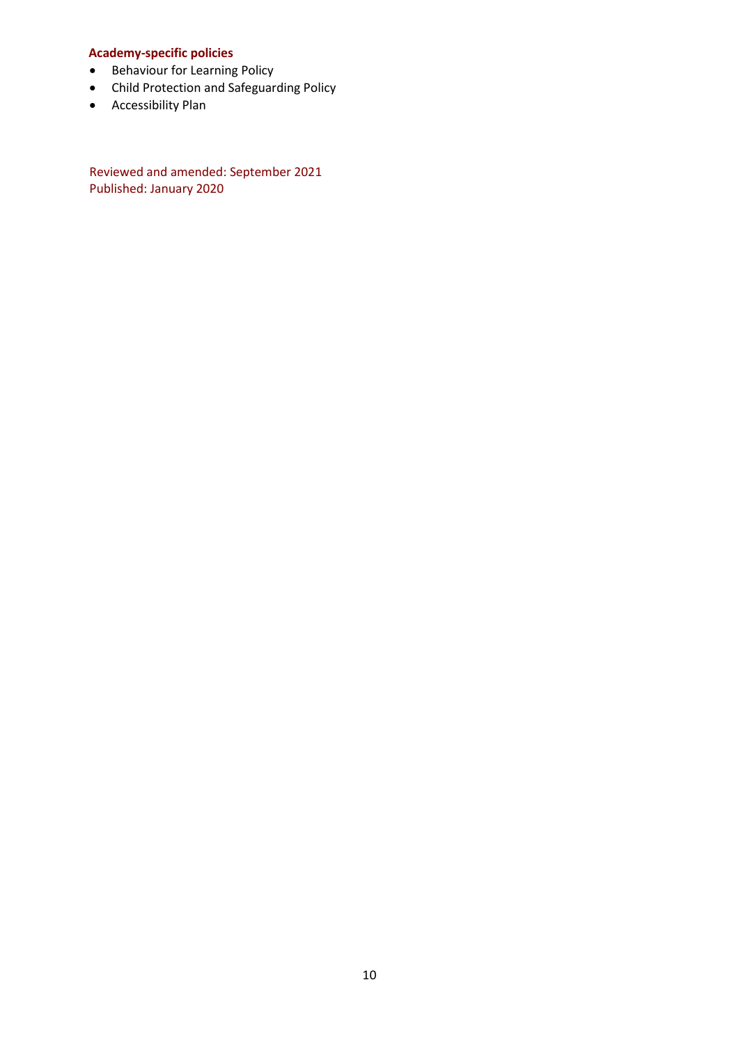**Academy-specific policies**

- Behaviour for Learning Policy
- Child Protection and Safeguarding Policy
- Accessibility Plan

Reviewed and amended: September 2021
Published: January 2020